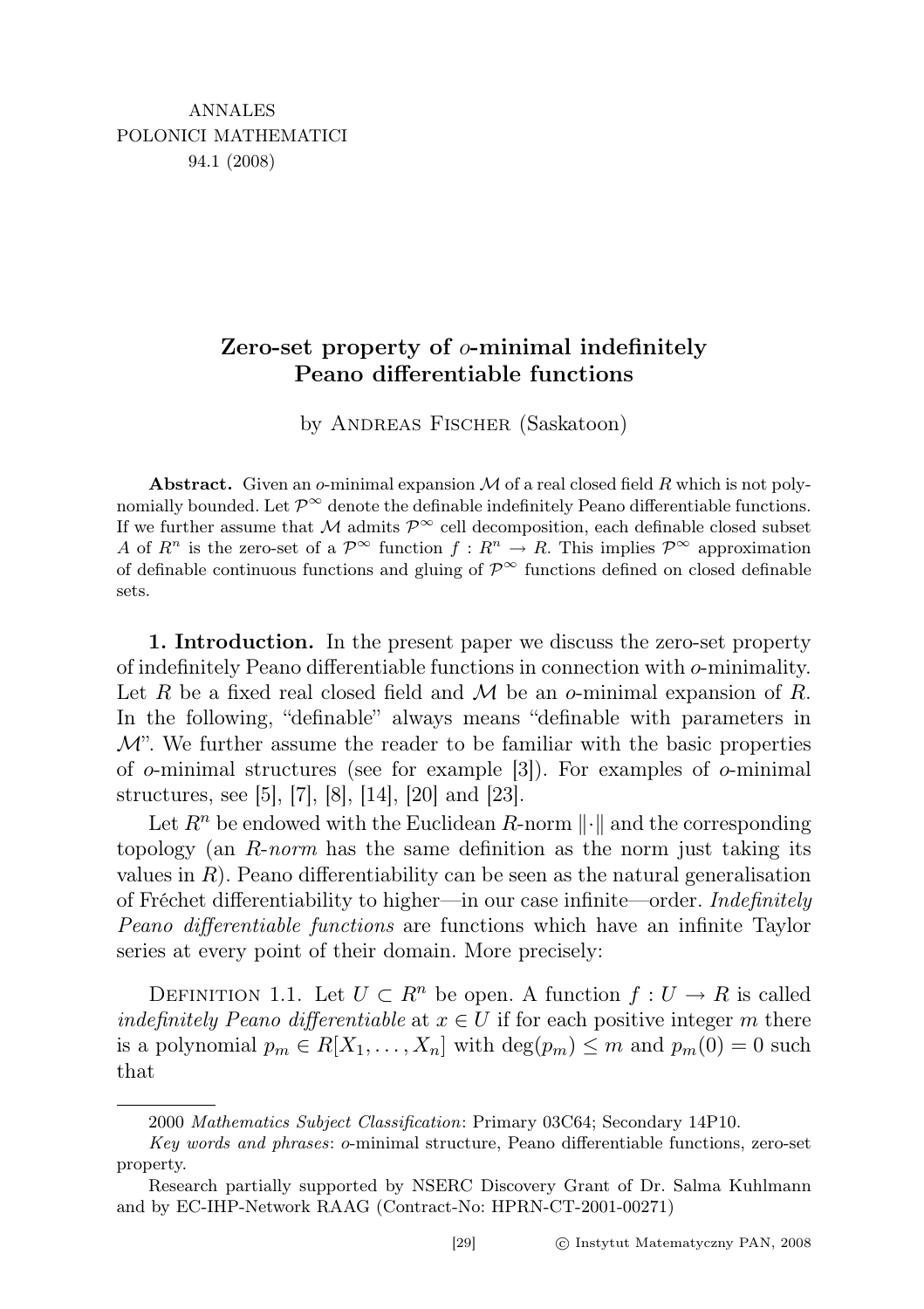ANNALES
POLONICI MATHEMATICI
94.1 (2008)

# Zero-set property of $o$-minimal indefinitely Peano differentiable functions

by Andreas Fischer (Saskatoon)

**Abstract.** Given an $o$-minimal expansion $\mathcal{M}$ of a real closed field $R$ which is not polynomially bounded. Let $\mathcal{P}^\infty$ denote the definable indefinitely Peano differentiable functions. If we further assume that $\mathcal{M}$ admits $\mathcal{P}^\infty$ cell decomposition, each definable closed subset $A$ of $R^n$ is the zero-set of a $\mathcal{P}^\infty$ function $f : R^n \to R$. This implies $\mathcal{P}^\infty$ approximation of definable continuous functions and gluing of $\mathcal{P}^\infty$ functions defined on closed definable sets.

**1. Introduction.** In the present paper we discuss the zero-set property of indefinitely Peano differentiable functions in connection with $o$-minimality. Let $R$ be a fixed real closed field and $\mathcal{M}$ be an $o$-minimal expansion of $R$. In the following, "definable" always means "definable with parameters in $\mathcal{M}$". We further assume the reader to be familiar with the basic properties of $o$-minimal structures (see for example [3]). For examples of $o$-minimal structures, see [5], [7], [8], [14], [20] and [23].

Let $R^n$ be endowed with the Euclidean $R$-norm $\|\cdot\|$ and the corresponding topology (an *$R$-norm* has the same definition as the norm just taking its values in $R$). Peano differentiability can be seen as the natural generalisation of Fréchet differentiability to higher—in our case infinite—order. *Indefinitely Peano differentiable functions* are functions which have an infinite Taylor series at every point of their domain. More precisely:

Definition 1.1. Let $U \subset R^n$ be open. A function $f : U \to R$ is called *indefinitely Peano differentiable* at $x \in U$ if for each positive integer $m$ there is a polynomial $p_m \in R[X_1, \ldots, X_n]$ with $\deg(p_m) \leq m$ and $p_m(0) = 0$ such that

2000 *Mathematics Subject Classification*: Primary 03C64; Secondary 14P10.

*Key words and phrases*: $o$-minimal structure, Peano differentiable functions, zero-set property.

Research partially supported by NSERC Discovery Grant of Dr. Salma Kuhlmann and by EC-IHP-Network RAAG (Contract-No: HPRN-CT-2001-00271)

© Instytut Matematyczny PAN, 2008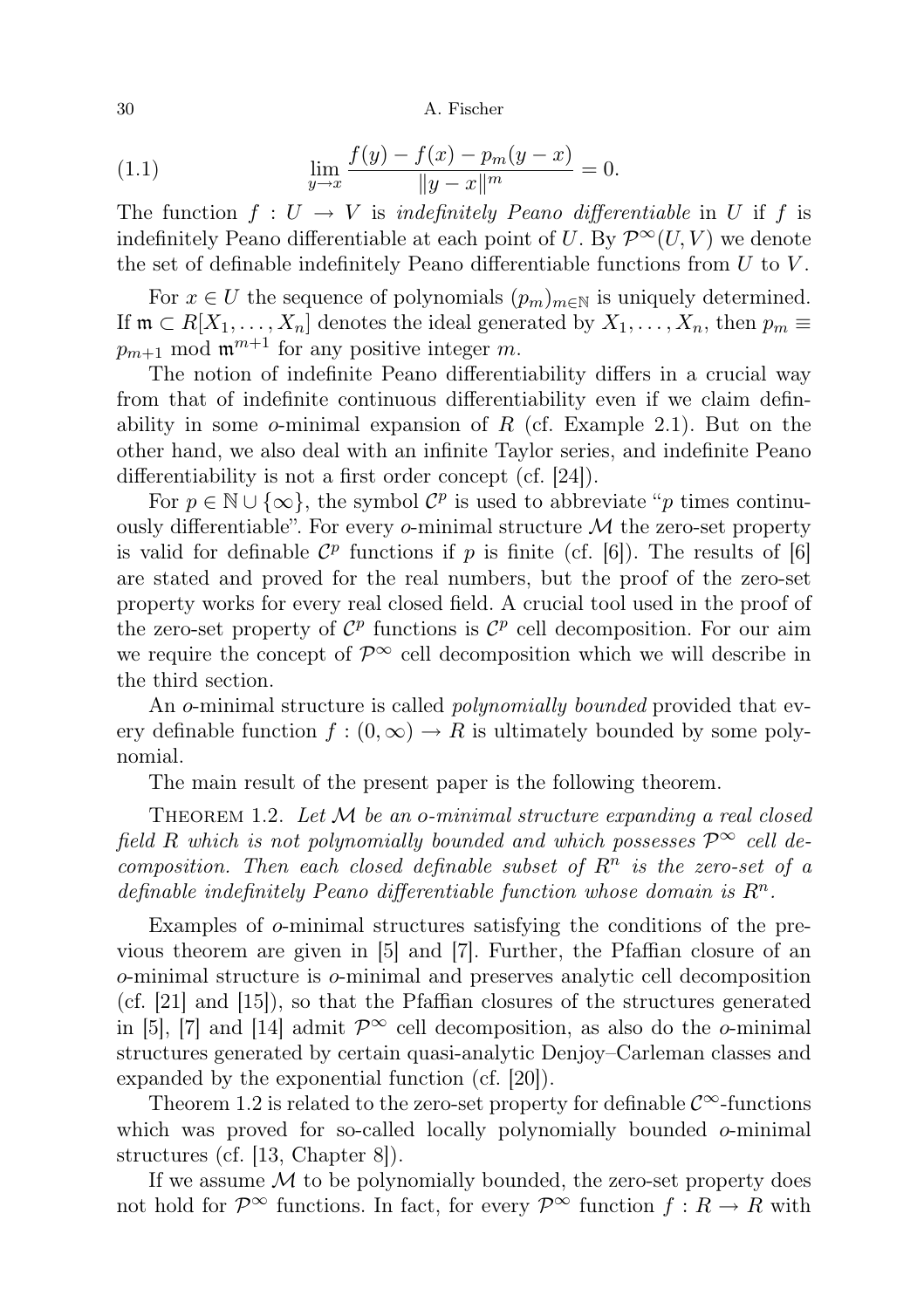$$\lim_{y \to x} \frac{f(y) - f(x) - p_m(y-x)}{\|y-x\|^m} = 0. \tag{1.1}$$

The function $f : U \to V$ is *indefinitely Peano differentiable* in $U$ if $f$ is indefinitely Peano differentiable at each point of $U$. By $\mathcal{P}^\infty(U, V)$ we denote the set of definable indefinitely Peano differentiable functions from $U$ to $V$.

For $x \in U$ the sequence of polynomials $(p_m)_{m \in \mathbb{N}}$ is uniquely determined. If $\mathfrak{m} \subset R[X_1, \ldots, X_n]$ denotes the ideal generated by $X_1, \ldots, X_n$, then $p_m \equiv p_{m+1} \bmod \mathfrak{m}^{m+1}$ for any positive integer $m$.

The notion of indefinite Peano differentiability differs in a crucial way from that of indefinite continuous differentiability even if we claim definability in some $o$-minimal expansion of $R$ (cf. Example 2.1). But on the other hand, we also deal with an infinite Taylor series, and indefinite Peano differentiability is not a first order concept (cf. [24]).

For $p \in \mathbb{N} \cup \{\infty\}$, the symbol $\mathcal{C}^p$ is used to abbreviate "$p$ times continuously differentiable". For every $o$-minimal structure $\mathcal{M}$ the zero-set property is valid for definable $\mathcal{C}^p$ functions if $p$ is finite (cf. [6]). The results of [6] are stated and proved for the real numbers, but the proof of the zero-set property works for every real closed field. A crucial tool used in the proof of the zero-set property of $\mathcal{C}^p$ functions is $\mathcal{C}^p$ cell decomposition. For our aim we require the concept of $\mathcal{P}^\infty$ cell decomposition which we will describe in the third section.

An $o$-minimal structure is called *polynomially bounded* provided that every definable function $f : (0, \infty) \to R$ is ultimately bounded by some polynomial.

The main result of the present paper is the following theorem.

Theorem 1.2. *Let $\mathcal{M}$ be an $o$-minimal structure expanding a real closed field $R$ which is not polynomially bounded and which possesses $\mathcal{P}^\infty$ cell decomposition. Then each closed definable subset of $R^n$ is the zero-set of a definable indefinitely Peano differentiable function whose domain is $R^n$.*

Examples of $o$-minimal structures satisfying the conditions of the previous theorem are given in [5] and [7]. Further, the Pfaffian closure of an $o$-minimal structure is $o$-minimal and preserves analytic cell decomposition (cf. [21] and [15]), so that the Pfaffian closures of the structures generated in [5], [7] and [14] admit $\mathcal{P}^\infty$ cell decomposition, as also do the $o$-minimal structures generated by certain quasi-analytic Denjoy–Carleman classes and expanded by the exponential function (cf. [20]).

Theorem 1.2 is related to the zero-set property for definable $\mathcal{C}^\infty$-functions which was proved for so-called locally polynomially bounded $o$-minimal structures (cf. [13, Chapter 8]).

If we assume $\mathcal{M}$ to be polynomially bounded, the zero-set property does not hold for $\mathcal{P}^\infty$ functions. In fact, for every $\mathcal{P}^\infty$ function $f : R \to R$ with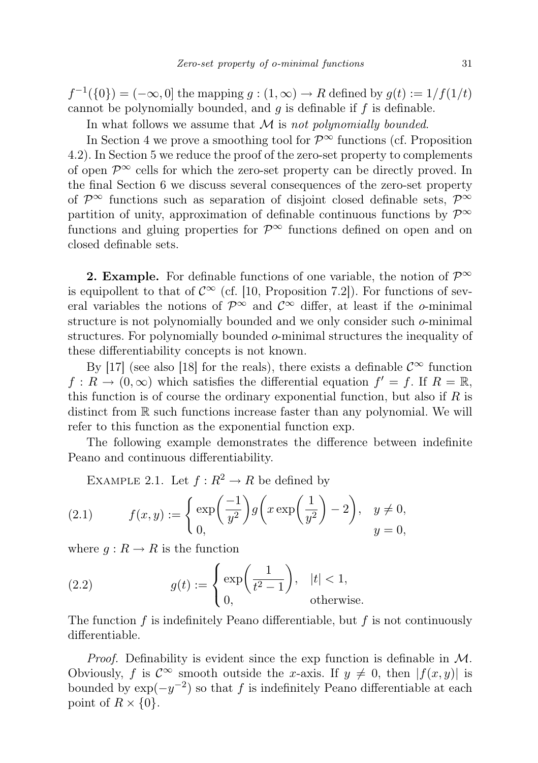$f^{-1}(\{0\}) = (-\infty, 0]$ the mapping $g : (1, \infty) \to R$ defined by $g(t) := 1/f(1/t)$ cannot be polynomially bounded, and $g$ is definable if $f$ is definable.

In what follows we assume that $\mathcal{M}$ is *not polynomially bounded*.

In Section 4 we prove a smoothing tool for $\mathcal{P}^\infty$ functions (cf. Proposition 4.2). In Section 5 we reduce the proof of the zero-set property to complements of open $\mathcal{P}^\infty$ cells for which the zero-set property can be directly proved. In the final Section 6 we discuss several consequences of the zero-set property of $\mathcal{P}^\infty$ functions such as separation of disjoint closed definable sets, $\mathcal{P}^\infty$ partition of unity, approximation of definable continuous functions by $\mathcal{P}^\infty$ functions and gluing properties for $\mathcal{P}^\infty$ functions defined on open and on closed definable sets.

**2. Example.** For definable functions of one variable, the notion of $\mathcal{P}^\infty$ is equipollent to that of $\mathcal{C}^\infty$ (cf. [10, Proposition 7.2]). For functions of several variables the notions of $\mathcal{P}^\infty$ and $\mathcal{C}^\infty$ differ, at least if the *o*-minimal structure is not polynomially bounded and we only consider such *o*-minimal structures. For polynomially bounded *o*-minimal structures the inequality of these differentiability concepts is not known.

By [17] (see also [18] for the reals), there exists a definable $\mathcal{C}^\infty$ function $f : R \to (0, \infty)$ which satisfies the differential equation $f' = f$. If $R = \mathbb{R}$, this function is of course the ordinary exponential function, but also if $R$ is distinct from $\mathbb{R}$ such functions increase faster than any polynomial. We will refer to this function as the exponential function exp.

The following example demonstrates the difference between indefinite Peano and continuous differentiability.

EXAMPLE 2.1. Let $f : R^2 \to R$ be defined by

$$f(x, y) := \begin{cases} \exp\left(\dfrac{-1}{y^2}\right) g\left(x \exp\left(\dfrac{1}{y^2}\right) - 2\right), & y \neq 0, \\ 0, & y = 0, \end{cases} \tag{2.1}$$

where $g : R \to R$ is the function

$$g(t) := \begin{cases} \exp\left(\dfrac{1}{t^2 - 1}\right), & |t| < 1, \\ 0, & \text{otherwise}. \end{cases} \tag{2.2}$$

The function $f$ is indefinitely Peano differentiable, but $f$ is not continuously differentiable.

*Proof.* Definability is evident since the exp function is definable in $\mathcal{M}$. Obviously, $f$ is $\mathcal{C}^\infty$ smooth outside the $x$-axis. If $y \neq 0$, then $|f(x, y)|$ is bounded by $\exp(-y^{-2})$ so that $f$ is indefinitely Peano differentiable at each point of $R \times \{0\}$.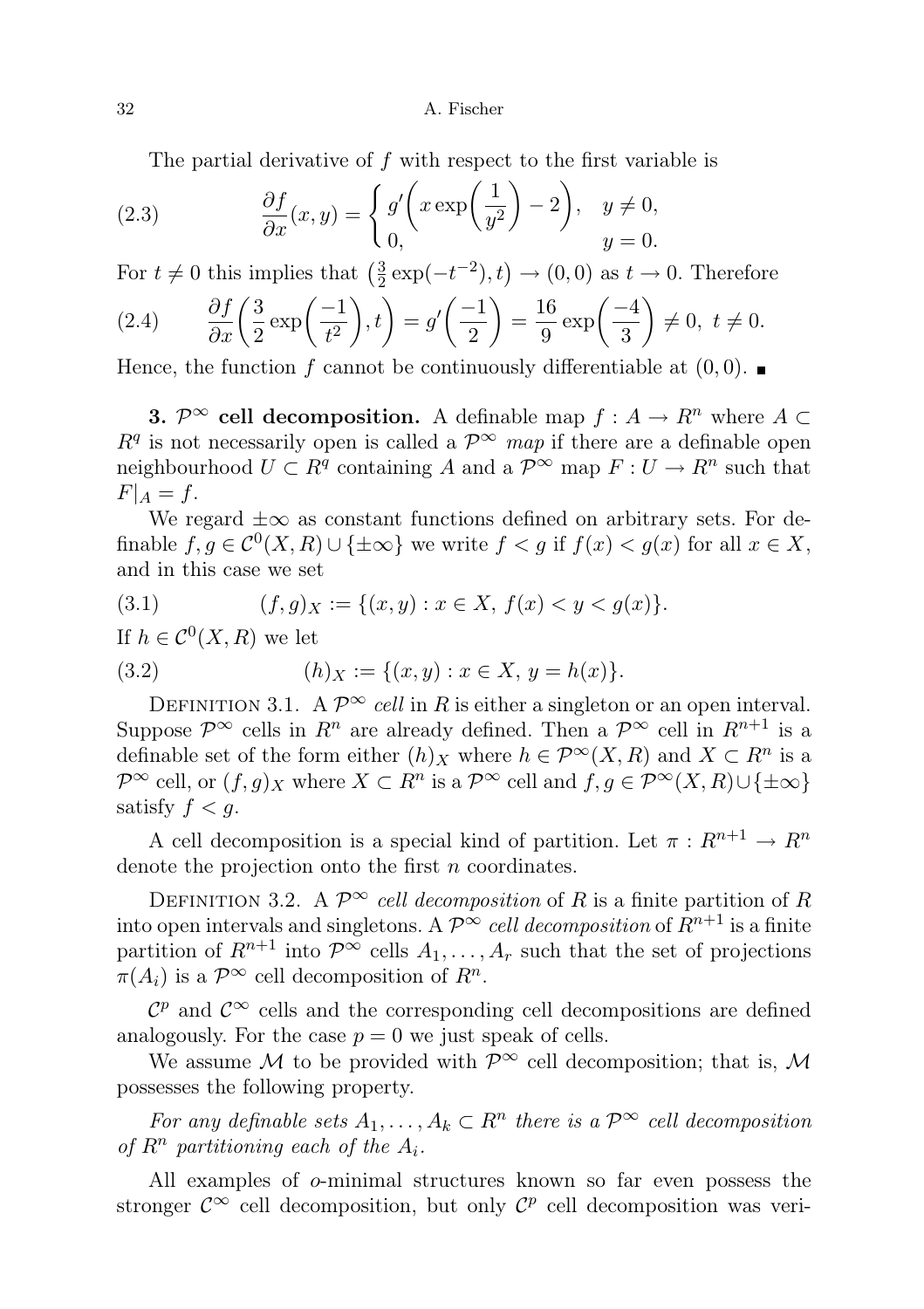The partial derivative of $f$ with respect to the first variable is

$$\frac{\partial f}{\partial x}(x,y) = \begin{cases} g'\left(x\exp\left(\frac{1}{y^2}\right) - 2\right), & y \neq 0, \\ 0, & y = 0. \end{cases} \tag{2.3}$$

For $t \neq 0$ this implies that $\left(\frac{3}{2}\exp(-t^{-2}), t\right) \to (0,0)$ as $t \to 0$. Therefore

$$\frac{\partial f}{\partial x}\left(\frac{3}{2}\exp\left(\frac{-1}{t^2}\right), t\right) = g'\left(\frac{-1}{2}\right) = \frac{16}{9}\exp\left(\frac{-4}{3}\right) \neq 0, \ t \neq 0. \tag{2.4}$$

Hence, the function $f$ cannot be continuously differentiable at $(0,0)$. ∎

**3. $\mathcal{P}^\infty$ cell decomposition.** A definable map $f : A \to R^n$ where $A \subset R^q$ is not necessarily open is called a $\mathcal{P}^\infty$ *map* if there are a definable open neighbourhood $U \subset R^q$ containing $A$ and a $\mathcal{P}^\infty$ map $F : U \to R^n$ such that $F|_A = f$.

We regard $\pm\infty$ as constant functions defined on arbitrary sets. For definable $f, g \in \mathcal{C}^0(X, R) \cup \{\pm\infty\}$ we write $f < g$ if $f(x) < g(x)$ for all $x \in X$, and in this case we set

$$(f,g)_X := \{(x,y) : x \in X,\ f(x) < y < g(x)\}. \tag{3.1}$$

If $h \in \mathcal{C}^0(X, R)$ we let

$$(h)_X := \{(x,y) : x \in X,\ y = h(x)\}. \tag{3.2}$$

Definition 3.1. A $\mathcal{P}^\infty$ *cell* in $R$ is either a singleton or an open interval. Suppose $\mathcal{P}^\infty$ cells in $R^n$ are already defined. Then a $\mathcal{P}^\infty$ cell in $R^{n+1}$ is a definable set of the form either $(h)_X$ where $h \in \mathcal{P}^\infty(X, R)$ and $X \subset R^n$ is a $\mathcal{P}^\infty$ cell, or $(f,g)_X$ where $X \subset R^n$ is a $\mathcal{P}^\infty$ cell and $f, g \in \mathcal{P}^\infty(X, R) \cup \{\pm\infty\}$ satisfy $f < g$.

A cell decomposition is a special kind of partition. Let $\pi : R^{n+1} \to R^n$ denote the projection onto the first $n$ coordinates.

Definition 3.2. A $\mathcal{P}^\infty$ *cell decomposition* of $R$ is a finite partition of $R$ into open intervals and singletons. A $\mathcal{P}^\infty$ *cell decomposition* of $R^{n+1}$ is a finite partition of $R^{n+1}$ into $\mathcal{P}^\infty$ cells $A_1, \ldots, A_r$ such that the set of projections $\pi(A_i)$ is a $\mathcal{P}^\infty$ cell decomposition of $R^n$.

$\mathcal{C}^p$ and $\mathcal{C}^\infty$ cells and the corresponding cell decompositions are defined analogously. For the case $p = 0$ we just speak of cells.

We assume $\mathcal{M}$ to be provided with $\mathcal{P}^\infty$ cell decomposition; that is, $\mathcal{M}$ possesses the following property.

*For any definable sets $A_1, \ldots, A_k \subset R^n$ there is a $\mathcal{P}^\infty$ cell decomposition of $R^n$ partitioning each of the $A_i$.*

All examples of *o*-minimal structures known so far even possess the stronger $\mathcal{C}^\infty$ cell decomposition, but only $\mathcal{C}^p$ cell decomposition was veri-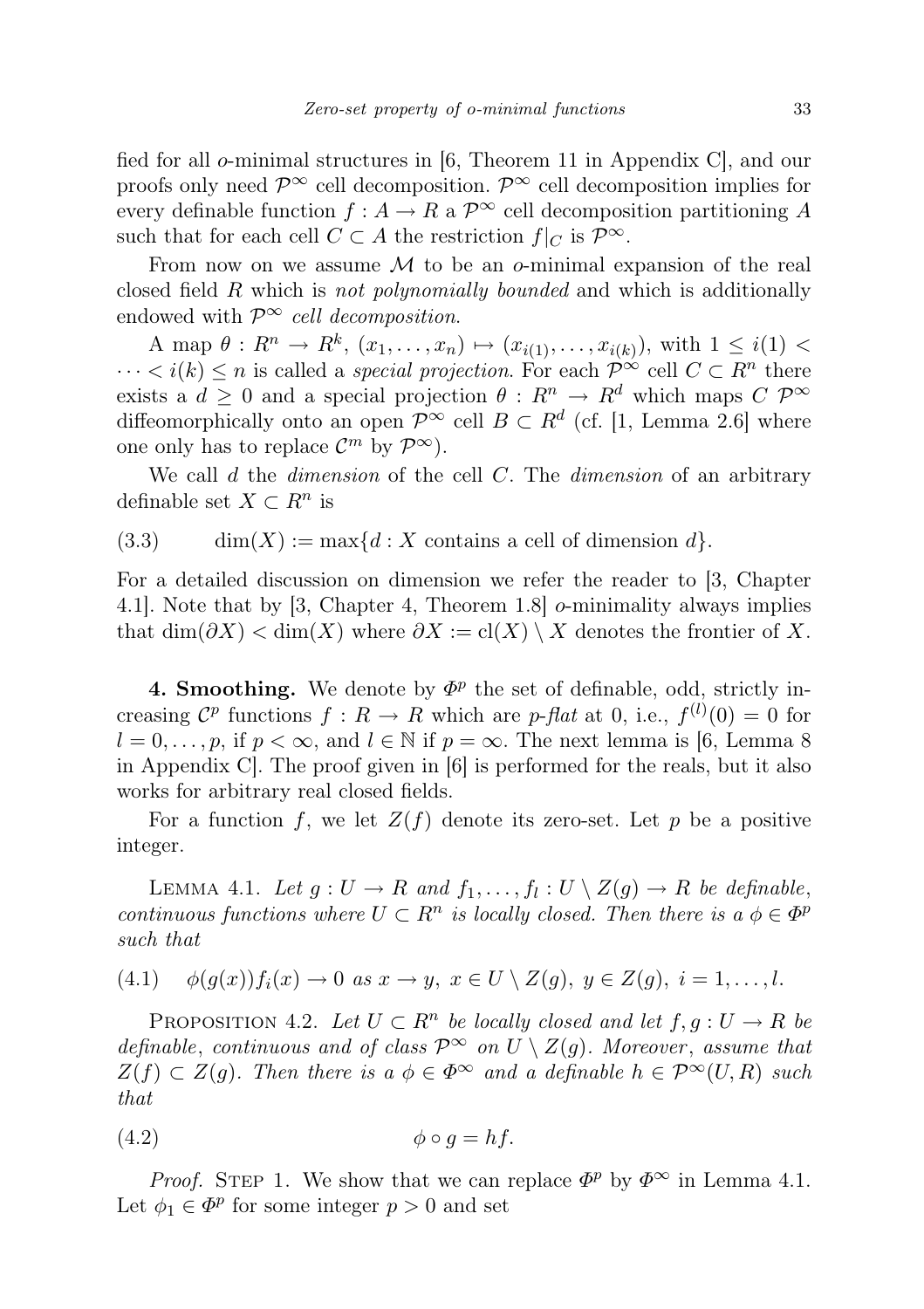fied for all $o$-minimal structures in [6, Theorem 11 in Appendix C], and our proofs only need $\mathcal{P}^\infty$ cell decomposition. $\mathcal{P}^\infty$ cell decomposition implies for every definable function $f : A \to R$ a $\mathcal{P}^\infty$ cell decomposition partitioning $A$ such that for each cell $C \subset A$ the restriction $f|_C$ is $\mathcal{P}^\infty$.

From now on we assume $\mathcal{M}$ to be an $o$-minimal expansion of the real closed field $R$ which is *not polynomially bounded* and which is additionally endowed with $\mathcal{P}^\infty$ *cell decomposition*.

A map $\theta : R^n \to R^k$, $(x_1, \ldots, x_n) \mapsto (x_{i(1)}, \ldots, x_{i(k)})$, with $1 \le i(1) < \cdots < i(k) \le n$ is called a *special projection*. For each $\mathcal{P}^\infty$ cell $C \subset R^n$ there exists a $d \ge 0$ and a special projection $\theta : R^n \to R^d$ which maps $C$ $\mathcal{P}^\infty$ diffeomorphically onto an open $\mathcal{P}^\infty$ cell $B \subset R^d$ (cf. [1, Lemma 2.6] where one only has to replace $\mathcal{C}^m$ by $\mathcal{P}^\infty$).

We call $d$ the *dimension* of the cell $C$. The *dimension* of an arbitrary definable set $X \subset R^n$ is

$$\dim(X) := \max\{d : X \text{ contains a cell of dimension } d\}. \tag{3.3}$$

For a detailed discussion on dimension we refer the reader to [3, Chapter 4.1]. Note that by [3, Chapter 4, Theorem 1.8] $o$-minimality always implies that $\dim(\partial X) < \dim(X)$ where $\partial X := \mathrm{cl}(X) \setminus X$ denotes the frontier of $X$.

**4. Smoothing.** We denote by $\Phi^p$ the set of definable, odd, strictly increasing $\mathcal{C}^p$ functions $f : R \to R$ which are $p$-*flat* at 0, i.e., $f^{(l)}(0) = 0$ for $l = 0, \ldots, p$, if $p < \infty$, and $l \in \mathbb{N}$ if $p = \infty$. The next lemma is [6, Lemma 8 in Appendix C]. The proof given in [6] is performed for the reals, but it also works for arbitrary real closed fields.

For a function $f$, we let $Z(f)$ denote its zero-set. Let $p$ be a positive integer.

LEMMA 4.1. *Let $g : U \to R$ and $f_1, \ldots, f_l : U \setminus Z(g) \to R$ be definable, continuous functions where $U \subset R^n$ is locally closed. Then there is a $\phi \in \Phi^p$ such that*

$$\phi(g(x)) f_i(x) \to 0 \text{ as } x \to y,\ x \in U \setminus Z(g),\ y \in Z(g),\ i = 1, \ldots, l. \tag{4.1}$$

PROPOSITION 4.2. *Let $U \subset R^n$ be locally closed and let $f, g : U \to R$ be definable, continuous and of class $\mathcal{P}^\infty$ on $U \setminus Z(g)$. Moreover, assume that $Z(f) \subset Z(g)$. Then there is a $\phi \in \Phi^\infty$ and a definable $h \in \mathcal{P}^\infty(U, R)$ such that*

$$\phi \circ g = hf. \tag{4.2}$$

*Proof.* STEP 1. We show that we can replace $\Phi^p$ by $\Phi^\infty$ in Lemma 4.1. Let $\phi_1 \in \Phi^p$ for some integer $p > 0$ and set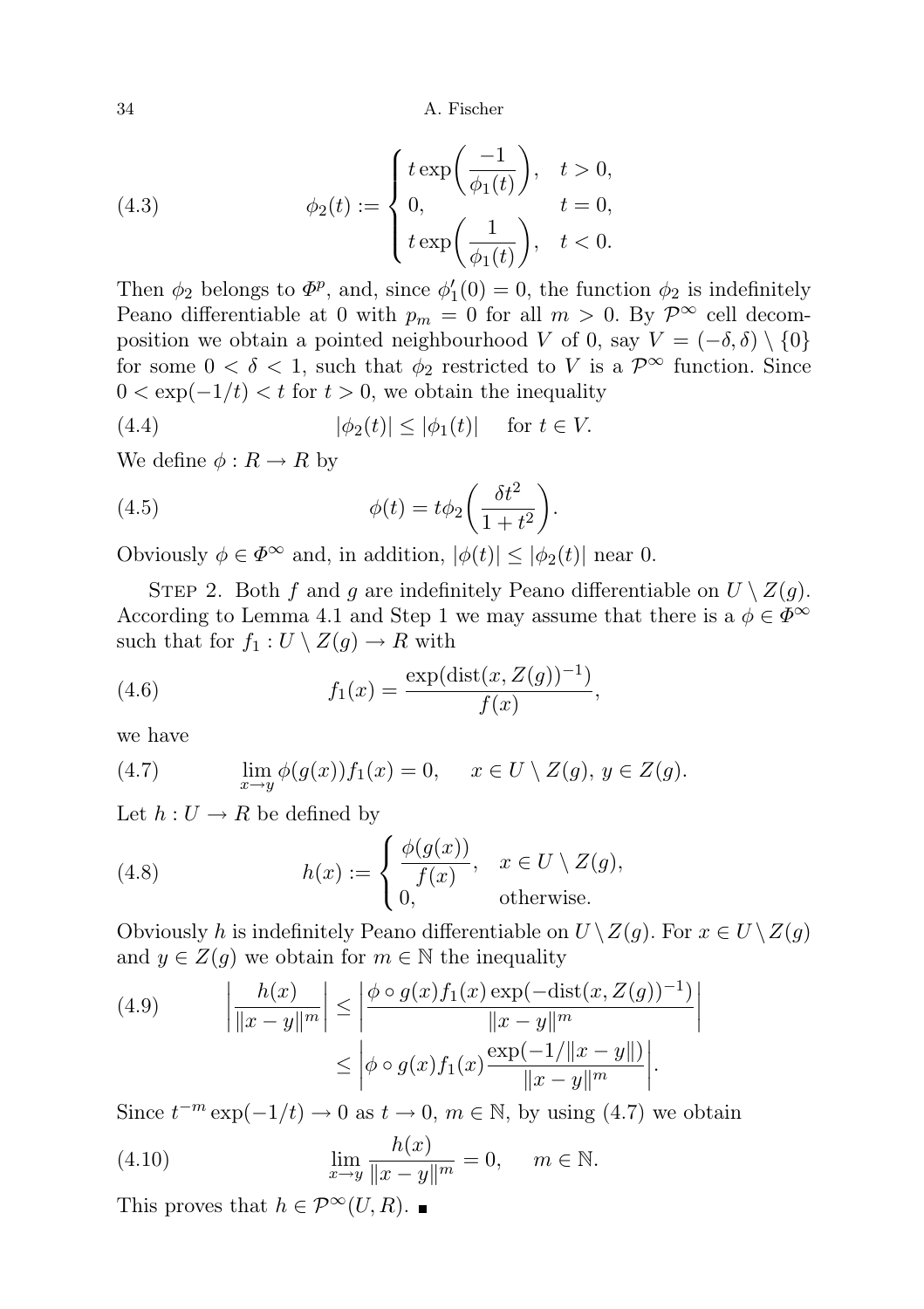$$
\phi_2(t) := \begin{cases} t\exp\biggl(\dfrac{-1}{\phi_1(t)}\biggr), & t > 0, \\ 0, & t = 0, \\ t\exp\biggl(\dfrac{1}{\phi_1(t)}\biggr), & t < 0. \end{cases} \tag{4.3}
$$

Then $\phi_2$ belongs to $\Phi^p$, and, since $\phi_1'(0) = 0$, the function $\phi_2$ is indefinitely Peano differentiable at 0 with $p_m = 0$ for all $m > 0$. By $\mathcal{P}^\infty$ cell decomposition we obtain a pointed neighbourhood $V$ of 0, say $V = (-\delta, \delta) \setminus \{0\}$ for some $0 < \delta < 1$, such that $\phi_2$ restricted to $V$ is a $\mathcal{P}^\infty$ function. Since $0 < \exp(-1/t) < t$ for $t > 0$, we obtain the inequality

$$
|\phi_2(t)| \le |\phi_1(t)| \quad \text{ for } t \in V. \tag{4.4}
$$

We define $\phi : R \to R$ by

$$
\phi(t) = t\phi_2\biggl(\frac{\delta t^2}{1 + t^2}\biggr). \tag{4.5}
$$

Obviously $\phi \in \Phi^\infty$ and, in addition, $|\phi(t)| \le |\phi_2(t)|$ near 0.

Step 2. Both $f$ and $g$ are indefinitely Peano differentiable on $U \setminus Z(g)$. According to Lemma 4.1 and Step 1 we may assume that there is a $\phi \in \Phi^\infty$ such that for $f_1 : U \setminus Z(g) \to R$ with

$$
f_1(x) = \frac{\exp(\operatorname{dist}(x, Z(g))^{-1})}{f(x)}, \tag{4.6}
$$

we have

$$
\lim_{x \to y} \phi(g(x)) f_1(x) = 0, \quad x \in U \setminus Z(g),\ y \in Z(g). \tag{4.7}
$$

Let $h : U \to R$ be defined by

$$
h(x) := \begin{cases} \dfrac{\phi(g(x))}{f(x)}, & x \in U \setminus Z(g), \\ 0, & \text{otherwise.} \end{cases} \tag{4.8}
$$

Obviously $h$ is indefinitely Peano differentiable on $U \setminus Z(g)$. For $x \in U \setminus Z(g)$ and $y \in Z(g)$ we obtain for $m \in \mathbb{N}$ the inequality

$$
\begin{aligned}
\biggl|\frac{h(x)}{\|x - y\|^m}\biggr| &\le \biggl|\frac{\phi \circ g(x) f_1(x) \exp(-\operatorname{dist}(x, Z(g))^{-1})}{\|x - y\|^m}\biggr| \\
&\le \biggl|\phi \circ g(x) f_1(x) \frac{\exp(-1/\|x - y\|)}{\|x - y\|^m}\biggr|.
\end{aligned} \tag{4.9}
$$

Since $t^{-m}\exp(-1/t) \to 0$ as $t \to 0$, $m \in \mathbb{N}$, by using (4.7) we obtain

$$
\lim_{x \to y} \frac{h(x)}{\|x - y\|^m} = 0, \quad m \in \mathbb{N}. \tag{4.10}
$$

This proves that $h \in \mathcal{P}^\infty(U, R)$. ■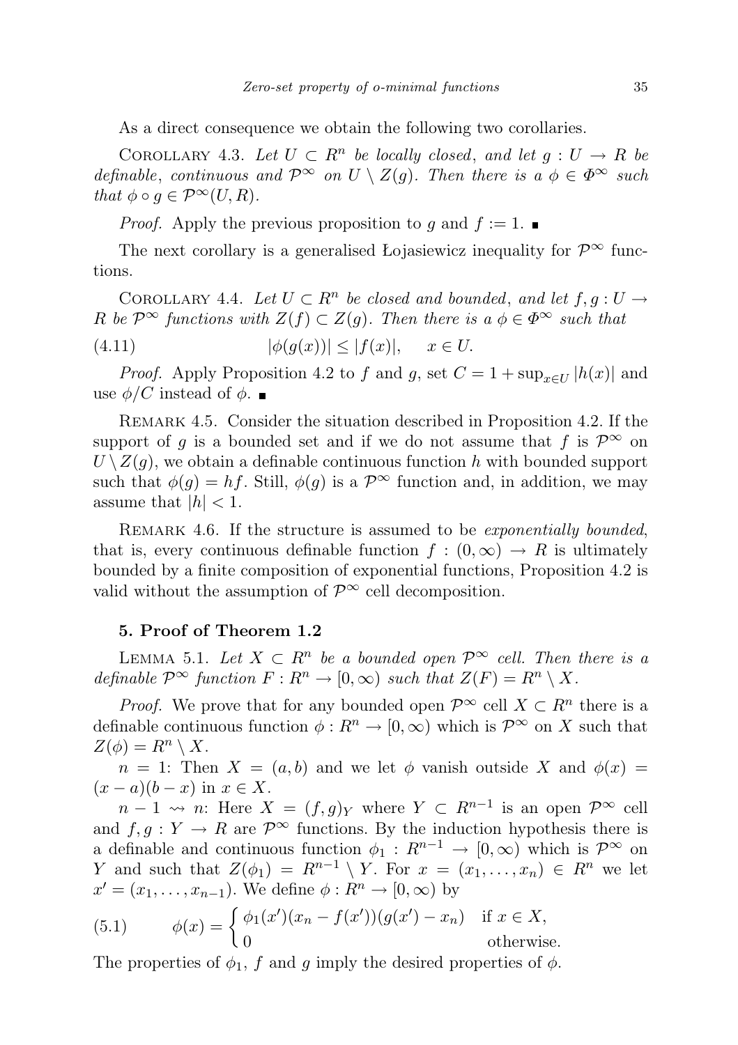As a direct consequence we obtain the following two corollaries.

Corollary 4.3. *Let $U \subset R^n$ be locally closed, and let $g : U \to R$ be definable, continuous and $\mathcal{P}^\infty$ on $U \setminus Z(g)$. Then there is a $\phi \in \Phi^\infty$ such that $\phi \circ g \in \mathcal{P}^\infty(U, R)$.*

*Proof.* Apply the previous proposition to $g$ and $f := 1$. ∎

The next corollary is a generalised Łojasiewicz inequality for $\mathcal{P}^\infty$ functions.

Corollary 4.4. *Let $U \subset R^n$ be closed and bounded, and let $f, g : U \to R$ be $\mathcal{P}^\infty$ functions with $Z(f) \subset Z(g)$. Then there is a $\phi \in \Phi^\infty$ such that*

$$|\phi(g(x))| \leq |f(x)|, \qquad x \in U. \tag{4.11}$$

*Proof.* Apply Proposition 4.2 to $f$ and $g$, set $C = 1 + \sup_{x \in U} |h(x)|$ and use $\phi/C$ instead of $\phi$. ∎

Remark 4.5. Consider the situation described in Proposition 4.2. If the support of $g$ is a bounded set and if we do not assume that $f$ is $\mathcal{P}^\infty$ on $U \setminus Z(g)$, we obtain a definable continuous function $h$ with bounded support such that $\phi(g) = hf$. Still, $\phi(g)$ is a $\mathcal{P}^\infty$ function and, in addition, we may assume that $|h| < 1$.

Remark 4.6. If the structure is assumed to be *exponentially bounded*, that is, every continuous definable function $f : (0, \infty) \to R$ is ultimately bounded by a finite composition of exponential functions, Proposition 4.2 is valid without the assumption of $\mathcal{P}^\infty$ cell decomposition.

## 5. Proof of Theorem 1.2

Lemma 5.1. *Let $X \subset R^n$ be a bounded open $\mathcal{P}^\infty$ cell. Then there is a definable $\mathcal{P}^\infty$ function $F : R^n \to [0, \infty)$ such that $Z(F) = R^n \setminus X$.*

*Proof.* We prove that for any bounded open $\mathcal{P}^\infty$ cell $X \subset R^n$ there is a definable continuous function $\phi : R^n \to [0, \infty)$ which is $\mathcal{P}^\infty$ on $X$ such that $Z(\phi) = R^n \setminus X$.

$n = 1$: Then $X = (a, b)$ and we let $\phi$ vanish outside $X$ and $\phi(x) = (x - a)(b - x)$ in $x \in X$.

$n - 1 \rightsquigarrow n$: Here $X = (f, g)_Y$ where $Y \subset R^{n-1}$ is an open $\mathcal{P}^\infty$ cell and $f, g : Y \to R$ are $\mathcal{P}^\infty$ functions. By the induction hypothesis there is a definable and continuous function $\phi_1 : R^{n-1} \to [0, \infty)$ which is $\mathcal{P}^\infty$ on $Y$ and such that $Z(\phi_1) = R^{n-1} \setminus Y$. For $x = (x_1, \ldots, x_n) \in R^n$ we let $x' = (x_1, \ldots, x_{n-1})$. We define $\phi : R^n \to [0, \infty)$ by

$$\phi(x) = \begin{cases} \phi_1(x')(x_n - f(x'))(g(x') - x_n) & \text{if } x \in X, \\ 0 & \text{otherwise.} \end{cases} \tag{5.1}$$

The properties of $\phi_1$, $f$ and $g$ imply the desired properties of $\phi$.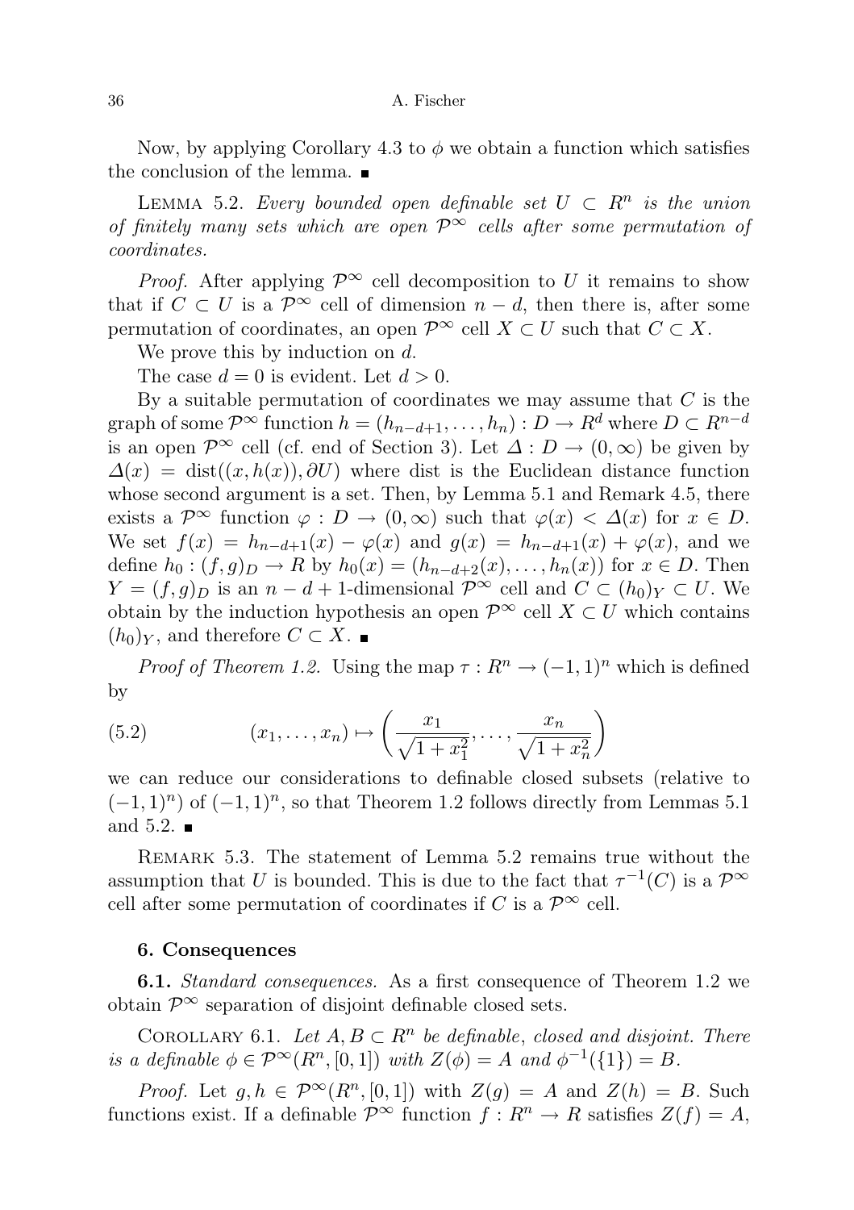Now, by applying Corollary 4.3 to $\phi$ we obtain a function which satisfies the conclusion of the lemma. ∎

LEMMA 5.2. *Every bounded open definable set $U \subset R^n$ is the union of finitely many sets which are open $\mathcal{P}^\infty$ cells after some permutation of coordinates.*

*Proof.* After applying $\mathcal{P}^\infty$ cell decomposition to $U$ it remains to show that if $C \subset U$ is a $\mathcal{P}^\infty$ cell of dimension $n-d$, then there is, after some permutation of coordinates, an open $\mathcal{P}^\infty$ cell $X \subset U$ such that $C \subset X$.

We prove this by induction on $d$.

The case $d = 0$ is evident. Let $d > 0$.

By a suitable permutation of coordinates we may assume that $C$ is the graph of some $\mathcal{P}^\infty$ function $h = (h_{n-d+1}, \ldots, h_n) : D \to R^d$ where $D \subset R^{n-d}$ is an open $\mathcal{P}^\infty$ cell (cf. end of Section 3). Let $\Delta : D \to (0, \infty)$ be given by $\Delta(x) = \operatorname{dist}((x, h(x)), \partial U)$ where dist is the Euclidean distance function whose second argument is a set. Then, by Lemma 5.1 and Remark 4.5, there exists a $\mathcal{P}^\infty$ function $\varphi : D \to (0, \infty)$ such that $\varphi(x) < \Delta(x)$ for $x \in D$. We set $f(x) = h_{n-d+1}(x) - \varphi(x)$ and $g(x) = h_{n-d+1}(x) + \varphi(x)$, and we define $h_0 : (f, g)_D \to R$ by $h_0(x) = (h_{n-d+2}(x), \ldots, h_n(x))$ for $x \in D$. Then $Y = (f, g)_D$ is an $n - d + 1$-dimensional $\mathcal{P}^\infty$ cell and $C \subset (h_0)_Y \subset U$. We obtain by the induction hypothesis an open $\mathcal{P}^\infty$ cell $X \subset U$ which contains $(h_0)_Y$, and therefore $C \subset X$. ∎

*Proof of Theorem 1.2.* Using the map $\tau : R^n \to (-1, 1)^n$ which is defined by

$$(x_1, \ldots, x_n) \mapsto \left( \frac{x_1}{\sqrt{1 + x_1^2}}, \ldots, \frac{x_n}{\sqrt{1 + x_n^2}} \right) \tag{5.2}$$

we can reduce our considerations to definable closed subsets (relative to $(-1, 1)^n$) of $(-1, 1)^n$, so that Theorem 1.2 follows directly from Lemmas 5.1 and 5.2. ∎

REMARK 5.3. The statement of Lemma 5.2 remains true without the assumption that $U$ is bounded. This is due to the fact that $\tau^{-1}(C)$ is a $\mathcal{P}^\infty$ cell after some permutation of coordinates if $C$ is a $\mathcal{P}^\infty$ cell.

## 6. Consequences

**6.1.** *Standard consequences.* As a first consequence of Theorem 1.2 we obtain $\mathcal{P}^\infty$ separation of disjoint definable closed sets.

COROLLARY 6.1. *Let $A, B \subset R^n$ be definable, closed and disjoint. There is a definable $\phi \in \mathcal{P}^\infty(R^n, [0, 1])$ with $Z(\phi) = A$ and $\phi^{-1}(\{1\}) = B$.*

*Proof.* Let $g, h \in \mathcal{P}^\infty(R^n, [0, 1])$ with $Z(g) = A$ and $Z(h) = B$. Such functions exist. If a definable $\mathcal{P}^\infty$ function $f : R^n \to R$ satisfies $Z(f) = A$,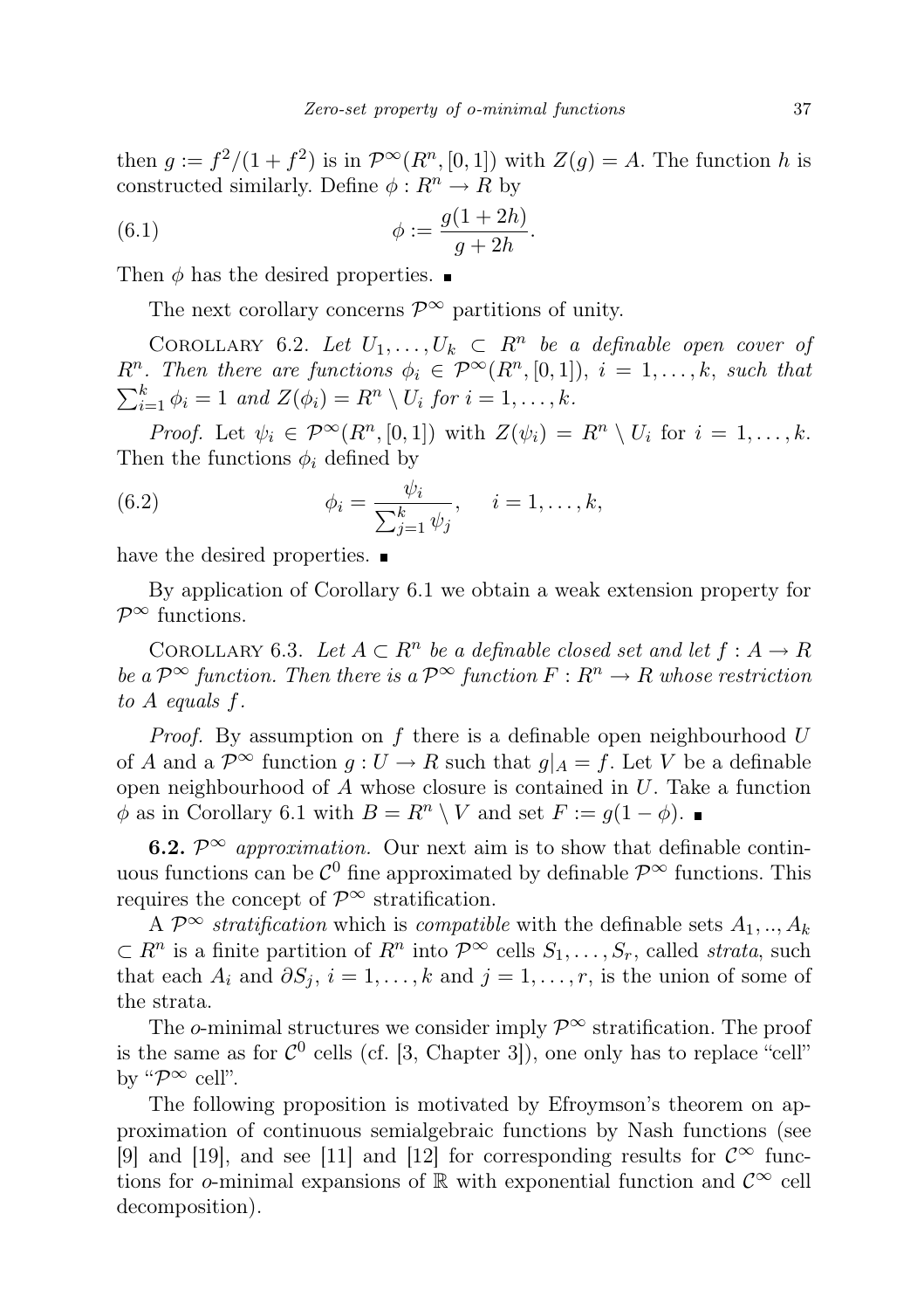then $g := f^2/(1+f^2)$ is in $\mathcal{P}^\infty(R^n, [0,1])$ with $Z(g) = A$. The function $h$ is constructed similarly. Define $\phi : R^n \to R$ by

$$\phi := \frac{g(1+2h)}{g+2h}. \tag{6.1}$$

Then $\phi$ has the desired properties. ∎

The next corollary concerns $\mathcal{P}^\infty$ partitions of unity.

Corollary 6.2. *Let $U_1, \ldots, U_k \subset R^n$ be a definable open cover of $R^n$. Then there are functions $\phi_i \in \mathcal{P}^\infty(R^n, [0,1])$, $i = 1, \ldots, k$, such that $\sum_{i=1}^k \phi_i = 1$ and $Z(\phi_i) = R^n \setminus U_i$ for $i = 1, \ldots, k$.*

*Proof.* Let $\psi_i \in \mathcal{P}^\infty(R^n, [0,1])$ with $Z(\psi_i) = R^n \setminus U_i$ for $i = 1, \ldots, k$. Then the functions $\phi_i$ defined by

$$\phi_i = \frac{\psi_i}{\sum_{j=1}^k \psi_j}, \quad i = 1, \ldots, k, \tag{6.2}$$

have the desired properties. ∎

By application of Corollary 6.1 we obtain a weak extension property for $\mathcal{P}^\infty$ functions.

Corollary 6.3. *Let $A \subset R^n$ be a definable closed set and let $f : A \to R$ be a $\mathcal{P}^\infty$ function. Then there is a $\mathcal{P}^\infty$ function $F : R^n \to R$ whose restriction to $A$ equals $f$.*

*Proof.* By assumption on $f$ there is a definable open neighbourhood $U$ of $A$ and a $\mathcal{P}^\infty$ function $g : U \to R$ such that $g|_A = f$. Let $V$ be a definable open neighbourhood of $A$ whose closure is contained in $U$. Take a function $\phi$ as in Corollary 6.1 with $B = R^n \setminus V$ and set $F := g(1-\phi)$. ∎

**6.2.** *$\mathcal{P}^\infty$ approximation.* Our next aim is to show that definable continuous functions can be $\mathcal{C}^0$ fine approximated by definable $\mathcal{P}^\infty$ functions. This requires the concept of $\mathcal{P}^\infty$ stratification.

A $\mathcal{P}^\infty$ *stratification* which is *compatible* with the definable sets $A_1, .., A_k \subset R^n$ is a finite partition of $R^n$ into $\mathcal{P}^\infty$ cells $S_1, \ldots, S_r$, called *strata*, such that each $A_i$ and $\partial S_j$, $i = 1, \ldots, k$ and $j = 1, \ldots, r$, is the union of some of the strata.

The *o*-minimal structures we consider imply $\mathcal{P}^\infty$ stratification. The proof is the same as for $\mathcal{C}^0$ cells (cf. [3, Chapter 3]), one only has to replace "cell" by "$\mathcal{P}^\infty$ cell".

The following proposition is motivated by Efroymson's theorem on approximation of continuous semialgebraic functions by Nash functions (see [9] and [19], and see [11] and [12] for corresponding results for $\mathcal{C}^\infty$ functions for *o*-minimal expansions of $\mathbb{R}$ with exponential function and $\mathcal{C}^\infty$ cell decomposition).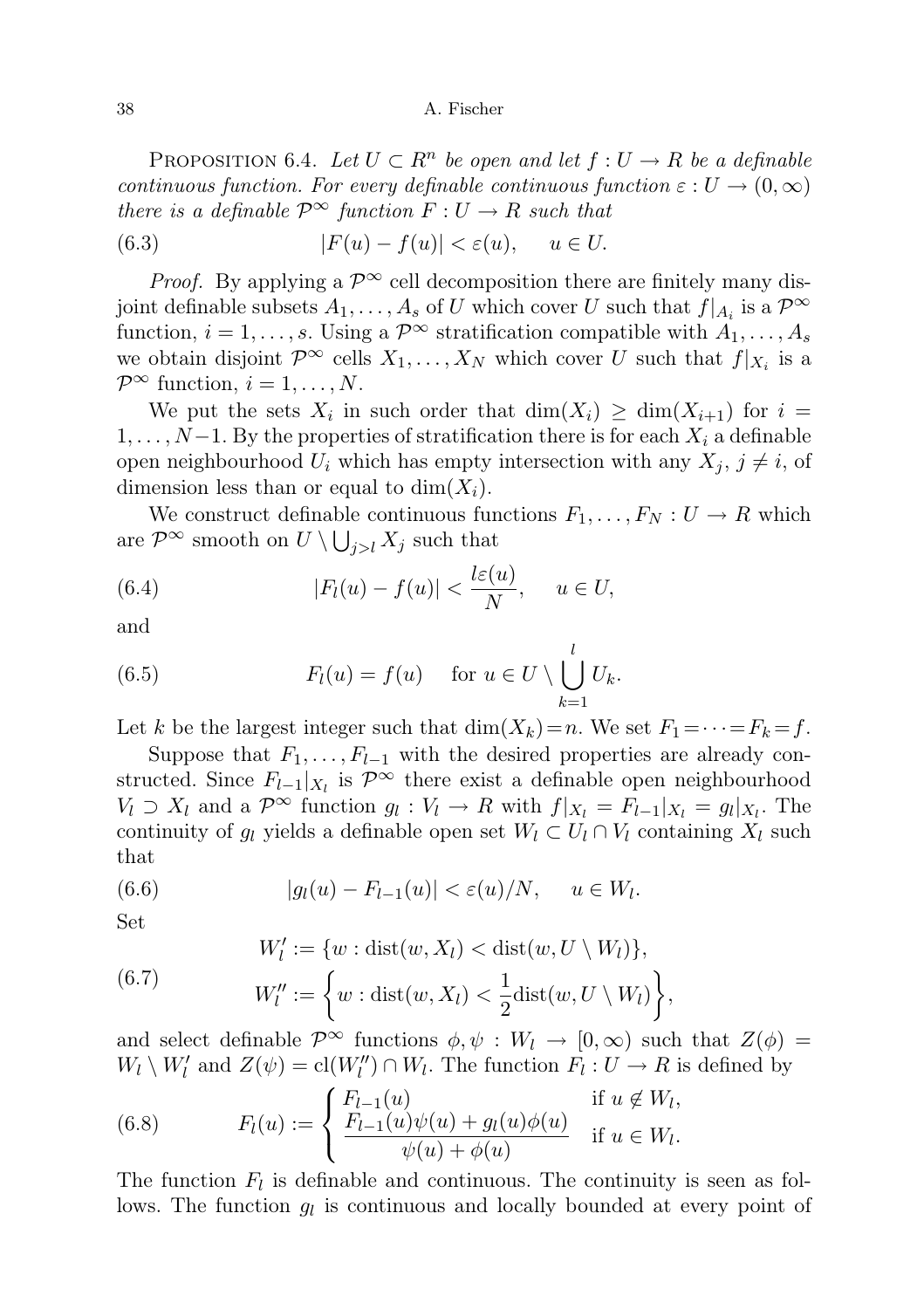**Proposition 6.4.** *Let $U \subset R^n$ be open and let $f : U \to R$ be a definable continuous function. For every definable continuous function $\varepsilon : U \to (0, \infty)$ there is a definable $\mathcal{P}^\infty$ function $F : U \to R$ such that*

$$|F(u) - f(u)| < \varepsilon(u), \quad u \in U. \tag{6.3}$$

*Proof.* By applying a $\mathcal{P}^\infty$ cell decomposition there are finitely many disjoint definable subsets $A_1, \ldots, A_s$ of $U$ which cover $U$ such that $f|_{A_i}$ is a $\mathcal{P}^\infty$ function, $i = 1, \ldots, s$. Using a $\mathcal{P}^\infty$ stratification compatible with $A_1, \ldots, A_s$ we obtain disjoint $\mathcal{P}^\infty$ cells $X_1, \ldots, X_N$ which cover $U$ such that $f|_{X_i}$ is a $\mathcal{P}^\infty$ function, $i = 1, \ldots, N$.

We put the sets $X_i$ in such order that $\dim(X_i) \geq \dim(X_{i+1})$ for $i = 1, \ldots, N-1$. By the properties of stratification there is for each $X_i$ a definable open neighbourhood $U_i$ which has empty intersection with any $X_j$, $j \neq i$, of dimension less than or equal to $\dim(X_i)$.

We construct definable continuous functions $F_1, \ldots, F_N : U \to R$ which are $\mathcal{P}^\infty$ smooth on $U \setminus \bigcup_{j>l} X_j$ such that

$$|F_l(u) - f(u)| < \frac{l\varepsilon(u)}{N}, \quad u \in U, \tag{6.4}$$

and

$$F_l(u) = f(u) \quad \text{for } u \in U \setminus \bigcup_{k=1}^{l} U_k. \tag{6.5}$$

Let $k$ be the largest integer such that $\dim(X_k) = n$. We set $F_1 = \cdots = F_k = f$.

Suppose that $F_1, \ldots, F_{l-1}$ with the desired properties are already constructed. Since $F_{l-1}|_{X_l}$ is $\mathcal{P}^\infty$ there exist a definable open neighbourhood $V_l \supset X_l$ and a $\mathcal{P}^\infty$ function $g_l : V_l \to R$ with $f|_{X_l} = F_{l-1}|_{X_l} = g_l|_{X_l}$. The continuity of $g_l$ yields a definable open set $W_l \subset U_l \cap V_l$ containing $X_l$ such that

$$|g_l(u) - F_{l-1}(u)| < \varepsilon(u)/N, \quad u \in W_l. \tag{6.6}$$

Set

$$\begin{aligned} W_l' &:= \{w : \operatorname{dist}(w, X_l) < \operatorname{dist}(w, U \setminus W_l)\}, \\ W_l'' &:= \left\{w : \operatorname{dist}(w, X_l) < \frac{1}{2}\operatorname{dist}(w, U \setminus W_l)\right\}, \end{aligned} \tag{6.7}$$

and select definable $\mathcal{P}^\infty$ functions $\phi, \psi : W_l \to [0, \infty)$ such that $Z(\phi) = W_l \setminus W_l'$ and $Z(\psi) = \operatorname{cl}(W_l'') \cap W_l$. The function $F_l : U \to R$ is defined by

$$F_l(u) := \begin{cases} F_{l-1}(u) & \text{if } u \notin W_l, \\ \dfrac{F_{l-1}(u)\psi(u) + g_l(u)\phi(u)}{\psi(u) + \phi(u)} & \text{if } u \in W_l. \end{cases} \tag{6.8}$$

The function $F_l$ is definable and continuous. The continuity is seen as follows. The function $g_l$ is continuous and locally bounded at every point of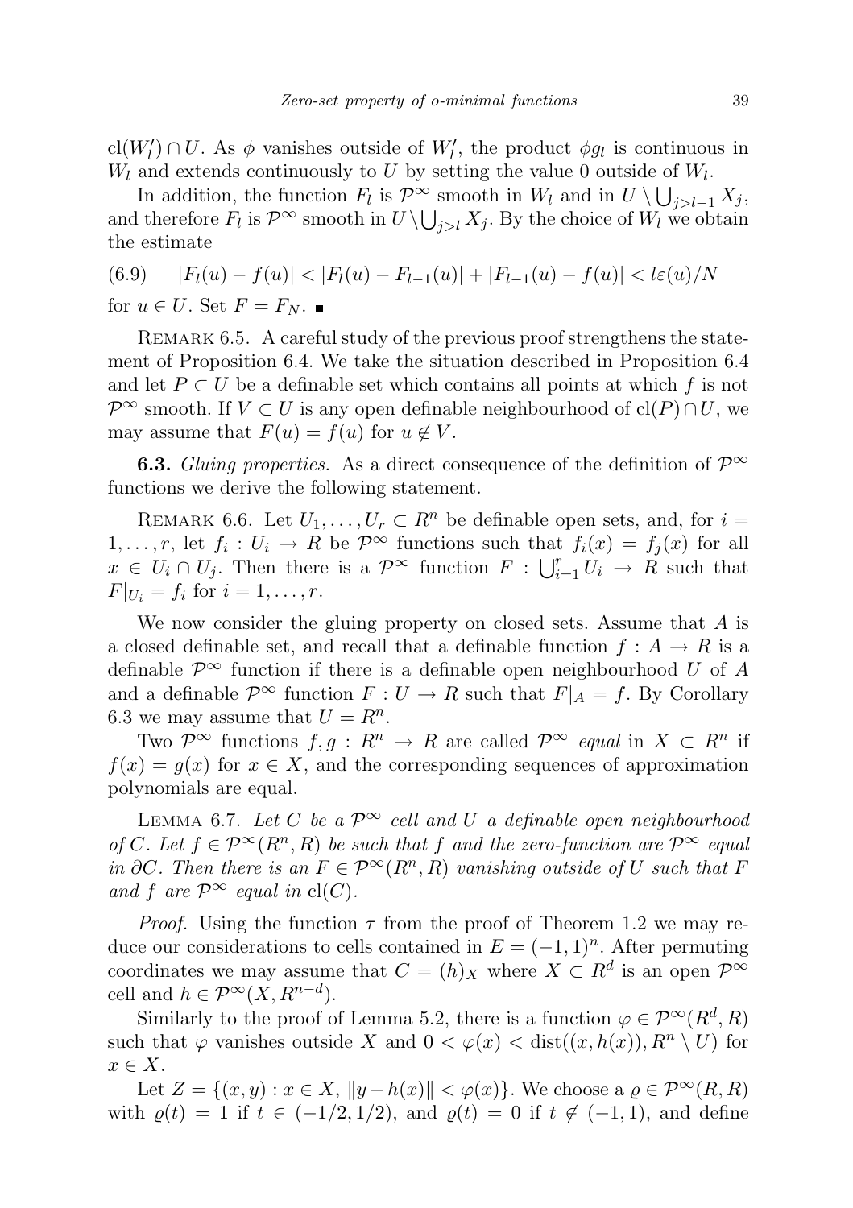$\mathrm{cl}(W_l') \cap U$. As $\phi$ vanishes outside of $W_l'$, the product $\phi g_l$ is continuous in $W_l$ and extends continuously to $U$ by setting the value 0 outside of $W_l$.

In addition, the function $F_l$ is $\mathcal{P}^\infty$ smooth in $W_l$ and in $U \setminus \bigcup_{j>l-1} X_j$, and therefore $F_l$ is $\mathcal{P}^\infty$ smooth in $U \setminus \bigcup_{j>l} X_j$. By the choice of $W_l$ we obtain the estimate

$$(6.9) \qquad |F_l(u) - f(u)| < |F_l(u) - F_{l-1}(u)| + |F_{l-1}(u) - f(u)| < l\varepsilon(u)/N$$

for $u \in U$. Set $F = F_N$. ∎

Remark 6.5. A careful study of the previous proof strengthens the statement of Proposition 6.4. We take the situation described in Proposition 6.4 and let $P \subset U$ be a definable set which contains all points at which $f$ is not $\mathcal{P}^\infty$ smooth. If $V \subset U$ is any open definable neighbourhood of $\mathrm{cl}(P) \cap U$, we may assume that $F(u) = f(u)$ for $u \notin V$.

**6.3.** *Gluing properties.* As a direct consequence of the definition of $\mathcal{P}^\infty$ functions we derive the following statement.

Remark 6.6. Let $U_1, \ldots, U_r \subset R^n$ be definable open sets, and, for $i = 1, \ldots, r$, let $f_i : U_i \to R$ be $\mathcal{P}^\infty$ functions such that $f_i(x) = f_j(x)$ for all $x \in U_i \cap U_j$. Then there is a $\mathcal{P}^\infty$ function $F : \bigcup_{i=1}^r U_i \to R$ such that $F|_{U_i} = f_i$ for $i = 1, \ldots, r$.

We now consider the gluing property on closed sets. Assume that $A$ is a closed definable set, and recall that a definable function $f : A \to R$ is a definable $\mathcal{P}^\infty$ function if there is a definable open neighbourhood $U$ of $A$ and a definable $\mathcal{P}^\infty$ function $F : U \to R$ such that $F|_A = f$. By Corollary 6.3 we may assume that $U = R^n$.

Two $\mathcal{P}^\infty$ functions $f, g : R^n \to R$ are called $\mathcal{P}^\infty$ *equal* in $X \subset R^n$ if $f(x) = g(x)$ for $x \in X$, and the corresponding sequences of approximation polynomials are equal.

Lemma 6.7. *Let $C$ be a $\mathcal{P}^\infty$ cell and $U$ a definable open neighbourhood of $C$. Let $f \in \mathcal{P}^\infty(R^n, R)$ be such that $f$ and the zero-function are $\mathcal{P}^\infty$ equal in $\partial C$. Then there is an $F \in \mathcal{P}^\infty(R^n, R)$ vanishing outside of $U$ such that $F$ and $f$ are $\mathcal{P}^\infty$ equal in $\mathrm{cl}(C)$.*

*Proof.* Using the function $\tau$ from the proof of Theorem 1.2 we may reduce our considerations to cells contained in $E = (-1, 1)^n$. After permuting coordinates we may assume that $C = (h)_X$ where $X \subset R^d$ is an open $\mathcal{P}^\infty$ cell and $h \in \mathcal{P}^\infty(X, R^{n-d})$.

Similarly to the proof of Lemma 5.2, there is a function $\varphi \in \mathcal{P}^\infty(R^d, R)$ such that $\varphi$ vanishes outside $X$ and $0 < \varphi(x) < \mathrm{dist}((x, h(x)), R^n \setminus U)$ for $x \in X$.

Let $Z = \{(x, y) : x \in X, \|y - h(x)\| < \varphi(x)\}$. We choose a $\varrho \in \mathcal{P}^\infty(R, R)$ with $\varrho(t) = 1$ if $t \in (-1/2, 1/2)$, and $\varrho(t) = 0$ if $t \notin (-1, 1)$, and define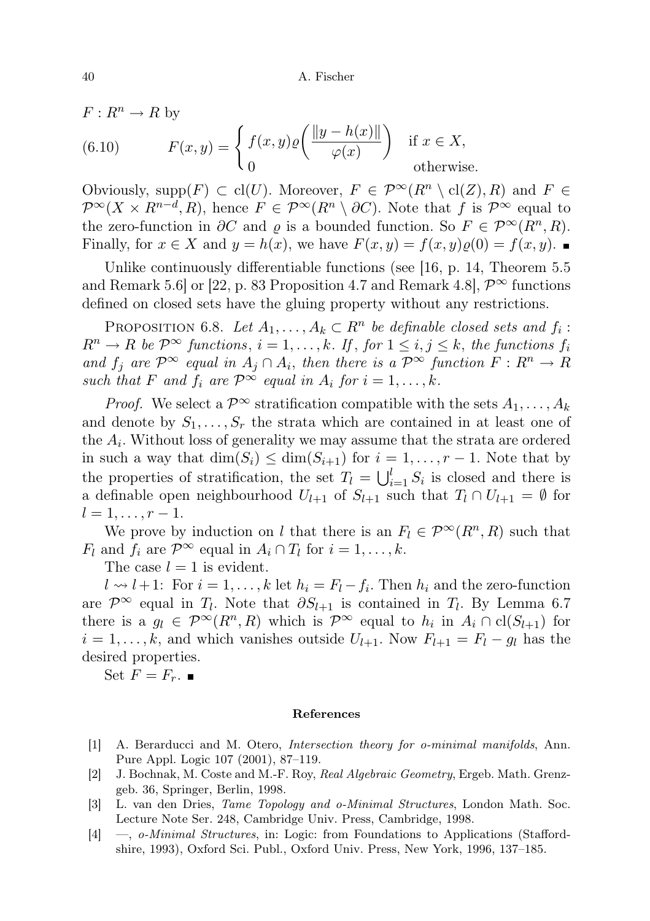$F : R^n \to R$ by

$$(6.10) \qquad F(x,y) = \begin{cases} f(x,y)\varrho\left(\dfrac{\|y-h(x)\|}{\varphi(x)}\right) & \text{if } x \in X, \\ 0 & \text{otherwise.} \end{cases}$$

Obviously, $\operatorname{supp}(F) \subset \operatorname{cl}(U)$. Moreover, $F \in \mathcal{P}^\infty(R^n \setminus \operatorname{cl}(Z), R)$ and $F \in \mathcal{P}^\infty(X \times R^{n-d}, R)$, hence $F \in \mathcal{P}^\infty(R^n \setminus \partial C)$. Note that $f$ is $\mathcal{P}^\infty$ equal to the zero-function in $\partial C$ and $\varrho$ is a bounded function. So $F \in \mathcal{P}^\infty(R^n, R)$. Finally, for $x \in X$ and $y = h(x)$, we have $F(x,y) = f(x,y)\varrho(0) = f(x,y)$. ∎

Unlike continuously differentiable functions (see [16, p. 14, Theorem 5.5 and Remark 5.6] or [22, p. 83 Proposition 4.7 and Remark 4.8], $\mathcal{P}^\infty$ functions defined on closed sets have the gluing property without any restrictions.

Proposition 6.8. *Let $A_1, \ldots, A_k \subset R^n$ be definable closed sets and $f_i : R^n \to R$ be $\mathcal{P}^\infty$ functions, $i = 1, \ldots, k$. If, for $1 \le i, j \le k$, the functions $f_i$ and $f_j$ are $\mathcal{P}^\infty$ equal in $A_j \cap A_i$, then there is a $\mathcal{P}^\infty$ function $F : R^n \to R$ such that $F$ and $f_i$ are $\mathcal{P}^\infty$ equal in $A_i$ for $i = 1, \ldots, k$.*

*Proof.* We select a $\mathcal{P}^\infty$ stratification compatible with the sets $A_1, \ldots, A_k$ and denote by $S_1, \ldots, S_r$ the strata which are contained in at least one of the $A_i$. Without loss of generality we may assume that the strata are ordered in such a way that $\dim(S_i) \le \dim(S_{i+1})$ for $i = 1, \ldots, r-1$. Note that by the properties of stratification, the set $T_l = \bigcup_{i=1}^{l} S_i$ is closed and there is a definable open neighbourhood $U_{l+1}$ of $S_{l+1}$ such that $T_l \cap U_{l+1} = \emptyset$ for $l = 1, \ldots, r-1$.

We prove by induction on $l$ that there is an $F_l \in \mathcal{P}^\infty(R^n, R)$ such that $F_l$ and $f_i$ are $\mathcal{P}^\infty$ equal in $A_i \cap T_l$ for $i = 1, \ldots, k$.

The case $l = 1$ is evident.

$l \rightsquigarrow l+1$: For $i = 1, \ldots, k$ let $h_i = F_l - f_i$. Then $h_i$ and the zero-function are $\mathcal{P}^\infty$ equal in $T_l$. Note that $\partial S_{l+1}$ is contained in $T_l$. By Lemma 6.7 there is a $g_l \in \mathcal{P}^\infty(R^n, R)$ which is $\mathcal{P}^\infty$ equal to $h_i$ in $A_i \cap \operatorname{cl}(S_{l+1})$ for $i = 1, \ldots, k$, and which vanishes outside $U_{l+1}$. Now $F_{l+1} = F_l - g_l$ has the desired properties.

Set $F = F_r$. ∎

## References

[1] A. Berarducci and M. Otero, *Intersection theory for o-minimal manifolds*, Ann. Pure Appl. Logic 107 (2001), 87–119.

[2] J. Bochnak, M. Coste and M.-F. Roy, *Real Algebraic Geometry*, Ergeb. Math. Grenzgeb. 36, Springer, Berlin, 1998.

[3] L. van den Dries, *Tame Topology and o-Minimal Structures*, London Math. Soc. Lecture Note Ser. 248, Cambridge Univ. Press, Cambridge, 1998.

[4] —, *o-Minimal Structures*, in: Logic: from Foundations to Applications (Staffordshire, 1993), Oxford Sci. Publ., Oxford Univ. Press, New York, 1996, 137–185.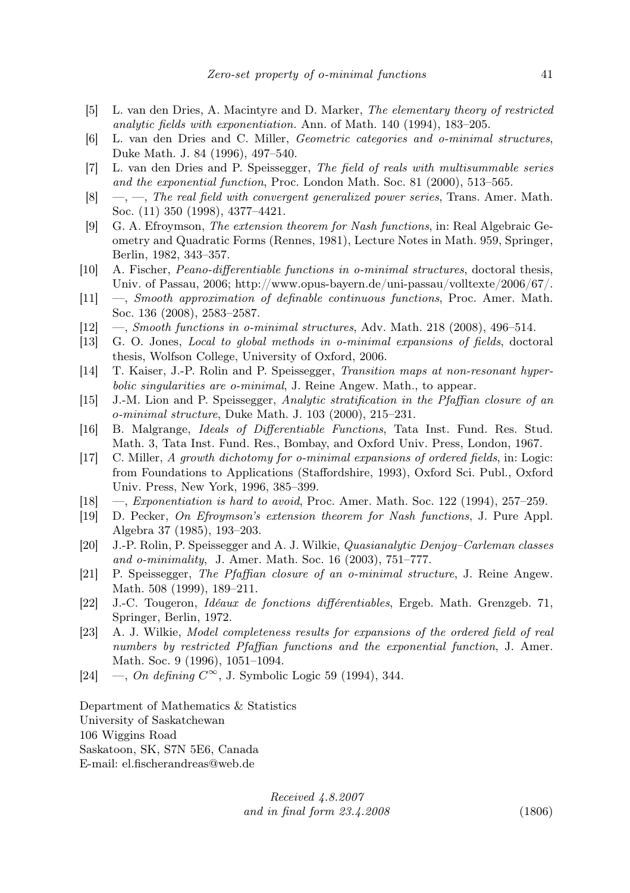[5] L. van den Dries, A. Macintyre and D. Marker, *The elementary theory of restricted analytic fields with exponentiation*. Ann. of Math. 140 (1994), 183–205.

[6] L. van den Dries and C. Miller, *Geometric categories and o-minimal structures*, Duke Math. J. 84 (1996), 497–540.

[7] L. van den Dries and P. Speissegger, *The field of reals with multisummable series and the exponential function*, Proc. London Math. Soc. 81 (2000), 513–565.

[8] —, —, *The real field with convergent generalized power series*, Trans. Amer. Math. Soc. (11) 350 (1998), 4377–4421.

[9] G. A. Efroymson, *The extension theorem for Nash functions*, in: Real Algebraic Geometry and Quadratic Forms (Rennes, 1981), Lecture Notes in Math. 959, Springer, Berlin, 1982, 343–357.

[10] A. Fischer, *Peano-differentiable functions in o-minimal structures*, doctoral thesis, Univ. of Passau, 2006; http://www.opus-bayern.de/uni-passau/volltexte/2006/67/.

[11] —, *Smooth approximation of definable continuous functions*, Proc. Amer. Math. Soc. 136 (2008), 2583–2587.

[12] —, *Smooth functions in o-minimal structures*, Adv. Math. 218 (2008), 496–514.

[13] G. O. Jones, *Local to global methods in o-minimal expansions of fields*, doctoral thesis, Wolfson College, University of Oxford, 2006.

[14] T. Kaiser, J.-P. Rolin and P. Speissegger, *Transition maps at non-resonant hyperbolic singularities are o-minimal*, J. Reine Angew. Math., to appear.

[15] J.-M. Lion and P. Speissegger, *Analytic stratification in the Pfaffian closure of an o-minimal structure*, Duke Math. J. 103 (2000), 215–231.

[16] B. Malgrange, *Ideals of Differentiable Functions*, Tata Inst. Fund. Res. Stud. Math. 3, Tata Inst. Fund. Res., Bombay, and Oxford Univ. Press, London, 1967.

[17] C. Miller, *A growth dichotomy for o-minimal expansions of ordered fields*, in: Logic: from Foundations to Applications (Staffordshire, 1993), Oxford Sci. Publ., Oxford Univ. Press, New York, 1996, 385–399.

[18] —, *Exponentiation is hard to avoid*, Proc. Amer. Math. Soc. 122 (1994), 257–259.

[19] D. Pecker, *On Efroymson's extension theorem for Nash functions*, J. Pure Appl. Algebra 37 (1985), 193–203.

[20] J.-P. Rolin, P. Speissegger and A. J. Wilkie, *Quasianalytic Denjoy–Carleman classes and o-minimality*, J. Amer. Math. Soc. 16 (2003), 751–777.

[21] P. Speissegger, *The Pfaffian closure of an o-minimal structure*, J. Reine Angew. Math. 508 (1999), 189–211.

[22] J.-C. Tougeron, *Idéaux de fonctions différentiables*, Ergeb. Math. Grenzgeb. 71, Springer, Berlin, 1972.

[23] A. J. Wilkie, *Model completeness results for expansions of the ordered field of real numbers by restricted Pfaffian functions and the exponential function*, J. Amer. Math. Soc. 9 (1996), 1051–1094.

[24] —, *On defining* $C^\infty$, J. Symbolic Logic 59 (1994), 344.

Department of Mathematics & Statistics
University of Saskatchewan
106 Wiggins Road
Saskatoon, SK, S7N 5E6, Canada
E-mail: el.fischerandreas@web.de

*Received 4.8.2007*
*and in final form 23.4.2008* (1806)